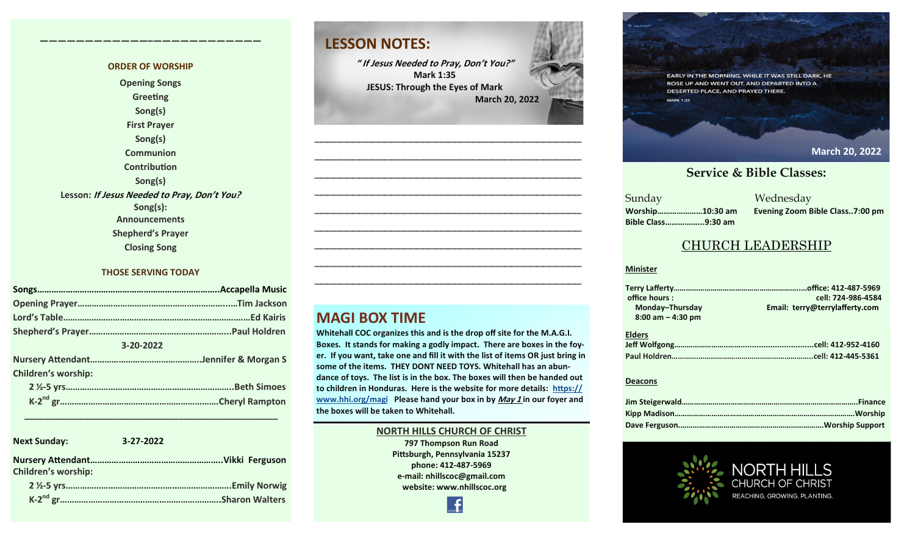### ORDER OF WORSHIP

Opening Songs
Greeting
Song(s)
First Prayer
Song(s)
Communion
Contribution
Song(s)
Lesson: *If Jesus Needed to Pray, Don't You?*
Song(s):
Announcements
Shepherd's Prayer
Closing Song

### THOSE SERVING TODAY

**Songs**……………………………………………………………………Accapella Music
**Opening Prayer**……………………………………………………….Tim Jackson
**Lord's Table**…………………………………………………………………Ed Kairis
**Shepherd's Prayer**………………………………………………….Paul Holdren

**3-20-2022**

**Nursery Attendant**……………………………………….Jennifer & Morgan S
**Children's worship:**
2 ½-5 yrs……………………………………………………………Beth Simoes
K-2nd gr……………………………………………………………Cheryl Rampton

**Next Sunday: 3-27-2022**

**Nursery Attendant**……………………………………………….Vikki Ferguson
**Children's worship:**
2 ½-5 yrs…………………………………………………………Emily Norwig
K-2nd gr………………………………………………………….Sharon Walters

## LESSON NOTES:

***"If Jesus Needed to Pray, Don't You?"***
**Mark 1:35**
**JESUS: Through the Eyes of Mark**
**March 20, 2022**

______________________________________________
______________________________________________
______________________________________________
______________________________________________
______________________________________________
______________________________________________
______________________________________________
______________________________________________
______________________________________________

## MAGI BOX TIME

**Whitehall COC organizes this and is the drop off site for the M.A.G.I. Boxes. It stands for making a godly impact. There are boxes in the foyer. If you want, take one and fill it with the list of items OR just bring in some of the items. THEY DONT NEED TOYS. Whitehall has an abundance of toys. The list is in the box. The boxes will then be handed out to children in Honduras. Here is the website for more details: https://www.hhi.org/magi Please hand your box in by *May 1* in our foyer and the boxes will be taken to Whitehall.**

**NORTH HILLS CHURCH OF CHRIST**
**797 Thompson Run Road**
**Pittsburgh, Pennsylvania 15237**
**phone: 412-487-5969**
**e-mail: nhillscoc@gmail.com**
**website: www.nhillscoc.org**

EARLY IN THE MORNING, WHILE IT WAS STILL DARK, HE ROSE UP AND WENT OUT, AND DEPARTED INTO A DESERTED PLACE, AND PRAYED THERE.
MARK 1:35

**March 20, 2022**

## Service & Bible Classes:

Sunday
**Worship…………………10:30 am**
**Bible Class……………..9:30 am**

Wednesday
**Evening Zoom Bible Class..7:00 pm**

## CHURCH LEADERSHIP

**Minister**

**Terry Lafferty**……………………………………………………office: 412-487-5969
**office hours:** cell: 724-986-4584
**Monday–Thursday** Email: terry@terrylafferty.com
**8:00 am – 4:30 pm**

**Elders**

**Jeff Wolfgong**…………………………………………………cell: 412-952-4160
**Paul Holdren**…………………………………………………cell: 412-445-5361

**Deacons**

**Jim Steigerwald**……………………………………………………………Finance
**Kipp Madison**………………………………………………………………Worship
**Dave Ferguson**…………………………………………………Worship Support

NORTH HILLS
CHURCH OF CHRIST
REACHING. GROWING. PLANTING.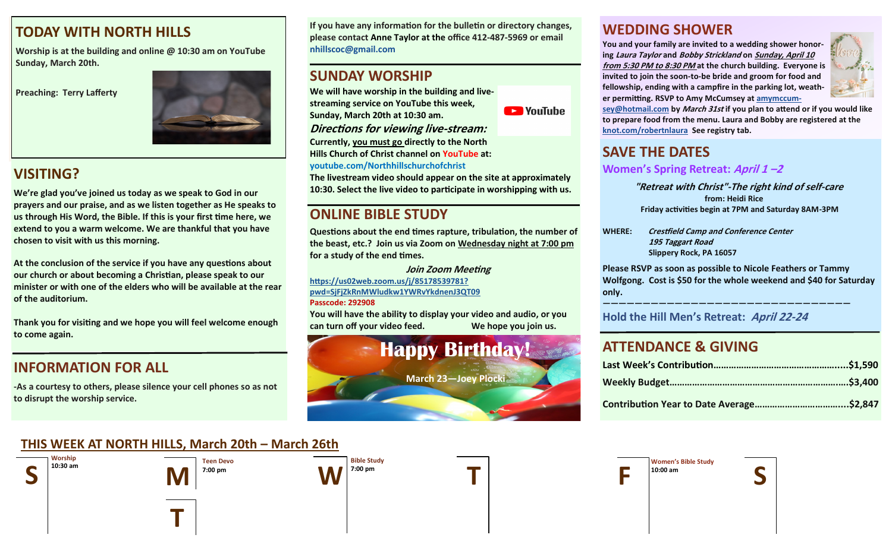# TODAY WITH NORTH HILLS

**Worship is at the building and online @ 10:30 am on YouTube Sunday, March 20th.**

**Preaching: Terry Lafferty**

# VISITING?

**We're glad you've joined us today as we speak to God in our prayers and our praise, and as we listen together as He speaks to us through His Word, the Bible. If this is your first time here, we extend to you a warm welcome. We are thankful that you have chosen to visit with us this morning.**

**At the conclusion of the service if you have any questions about our church or about becoming a Christian, please speak to our minister or with one of the elders who will be available at the rear of the auditorium.**

**Thank you for visiting and we hope you will feel welcome enough to come again.**

# INFORMATION FOR ALL

**-As a courtesy to others, please silence your cell phones so as not to disrupt the worship service.**

**If you have any information for the bulletin or directory changes, please contact Anne Taylor at the office 412-487-5969 or email nhillscoc@gmail.com**

# SUNDAY WORSHIP

**We will have worship in the building and live-streaming service on YouTube this week, Sunday, March 20th at 10:30 am.**

***Directions for viewing live-stream:***

**Currently, you must go directly to the North Hills Church of Christ channel on YouTube at: youtube.com/Northhillschurchofchrist**

**The livestream video should appear on the site at approximately 10:30. Select the live video to participate in worshipping with us.**

# ONLINE BIBLE STUDY

**Questions about the end times rapture, tribulation, the number of the beast, etc.? Join us via Zoom on Wednesday night at 7:00 pm for a study of the end times.**

***Join Zoom Meeting***

**https://us02web.zoom.us/j/85178539781?pwd=SjFjZkRnMWludkw1YWRvYkdnenJ3QT09**

**Passcode: 292908**

**You will have the ability to display your video and audio, or you can turn off your video feed. We hope you join us.**

**Happy Birthday!**

**March 23—Joey Plocki**

# WEDDING SHOWER

**You and your family are invited to a wedding shower honoring *Laura Taylor* and *Bobby Strickland* on *Sunday, April 10 from 5:30 PM to 8:30 PM* at the church building. Everyone is invited to join the soon-to-be bride and groom for food and fellowship, ending with a campfire in the parking lot, weather permitting. RSVP to Amy McCumsey at amymccumsey@hotmail.com by *March 31st* if you plan to attend or if you would like to prepare food from the menu. Laura and Bobby are registered at the knot.com/robertnlaura See registry tab.**

# SAVE THE DATES

## Women's Spring Retreat: *April 1 –2*

***"Retreat with Christ"-The right kind of self-care***

**from: Heidi Rice**

**Friday activities begin at 7PM and Saturday 8AM-3PM**

**WHERE:** ***Crestfield Camp and Conference Center***
***195 Taggart Road***
**Slippery Rock, PA 16057**

**Please RSVP as soon as possible to Nicole Feathers or Tammy Wolfgong. Cost is $50 for the whole weekend and $40 for Saturday only.**

## Hold the Hill Men's Retreat: *April 22-24*

# ATTENDANCE & GIVING

**Last Week's Contribution........................................$1,590**

**Weekly Budget........................................................$3,400**

**Contribution Year to Date Average..............................$2,847**

# THIS WEEK AT NORTH HILLS, March 20th – March 26th

**S** — Worship 10:30 am

**M** — Teen Devo 7:00 pm

**T**

**W** — Bible Study 7:00 pm

**T**

**F** — Women's Bible Study 10:00 am

**S**